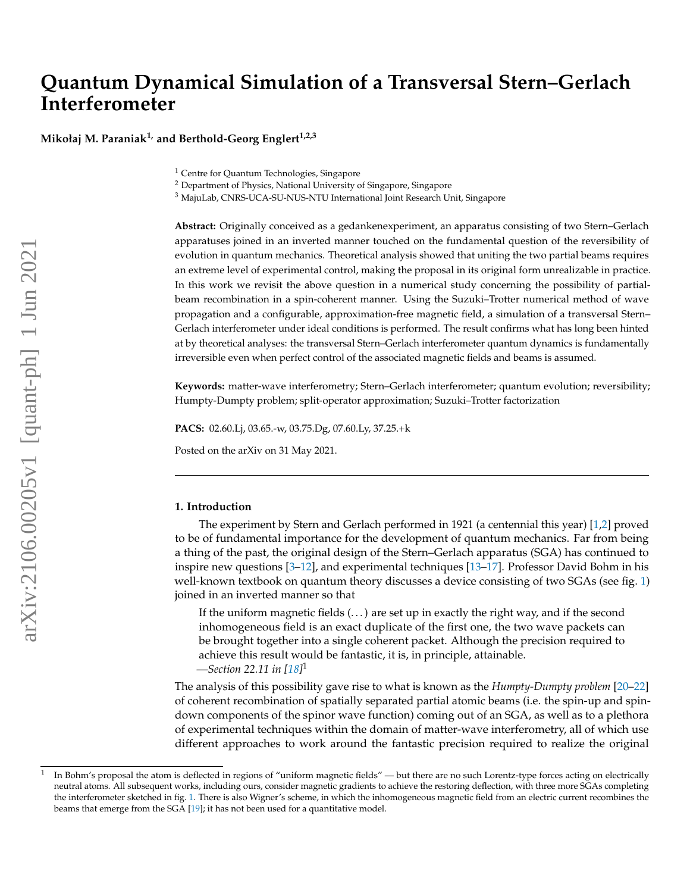# Quantum Dynamical Simulation of a Transversal Stern–Gerlach Interferometer

**Mikołaj M. Paraniak[1,] and Berthold-Georg Englert[1,2,3]**

[1] Centre for Quantum Technologies, Singapore
[2] Department of Physics, National University of Singapore, Singapore
[3] MajuLab, CNRS-UCA-SU-NUS-NTU International Joint Research Unit, Singapore

**Abstract:** Originally conceived as a gedankenexperiment, an apparatus consisting of two Stern–Gerlach apparatuses joined in an inverted manner touched on the fundamental question of the reversibility of evolution in quantum mechanics. Theoretical analysis showed that uniting the two partial beams requires an extreme level of experimental control, making the proposal in its original form unrealizable in practice. In this work we revisit the above question in a numerical study concerning the possibility of partial-beam recombination in a spin-coherent manner. Using the Suzuki–Trotter numerical method of wave propagation and a configurable, approximation-free magnetic field, a simulation of a transversal Stern–Gerlach interferometer under ideal conditions is performed. The result confirms what has long been hinted at by theoretical analyses: the transversal Stern–Gerlach interferometer quantum dynamics is fundamentally irreversible even when perfect control of the associated magnetic fields and beams is assumed.

**Keywords:** matter-wave interferometry; Stern–Gerlach interferometer; quantum evolution; reversibility; Humpty-Dumpty problem; split-operator approximation; Suzuki–Trotter factorization

**PACS:** 02.60.Lj, 03.65.-w, 03.75.Dg, 07.60.Ly, 37.25.+k

Posted on the arXiv on 31 May 2021.

---

## 1. Introduction

The experiment by Stern and Gerlach performed in 1921 (a centennial this year) [1,2] proved to be of fundamental importance for the development of quantum mechanics. Far from being a thing of the past, the original design of the Stern–Gerlach apparatus (SGA) has continued to inspire new questions [3–12], and experimental techniques [13–17]. Professor David Bohm in his well-known textbook on quantum theory discusses a device consisting of two SGAs (see fig. 1) joined in an inverted manner so that

> If the uniform magnetic fields (...) are set up in exactly the right way, and if the second inhomogeneous field is an exact duplicate of the first one, the two wave packets can be brought together into a single coherent packet. Although the precision required to achieve this result would be fantastic, it is, in principle, attainable.
> —*Section 22.11 in [18]*[1]

The analysis of this possibility gave rise to what is known as the *Humpty-Dumpty problem* [20–22] of coherent recombination of spatially separated partial atomic beams (i.e. the spin-up and spin-down components of the spinor wave function) coming out of an SGA, as well as to a plethora of experimental techniques within the domain of matter-wave interferometry, all of which use different approaches to work around the fantastic precision required to realize the original

---

[1] In Bohm's proposal the atom is deflected in regions of "uniform magnetic fields" — but there are no such Lorentz-type forces acting on electrically neutral atoms. All subsequent works, including ours, consider magnetic gradients to achieve the restoring deflection, with three more SGAs completing the interferometer sketched in fig. 1. There is also Wigner's scheme, in which the inhomogeneous magnetic field from an electric current recombines the beams that emerge from the SGA [19]; it has not been used for a quantitative model.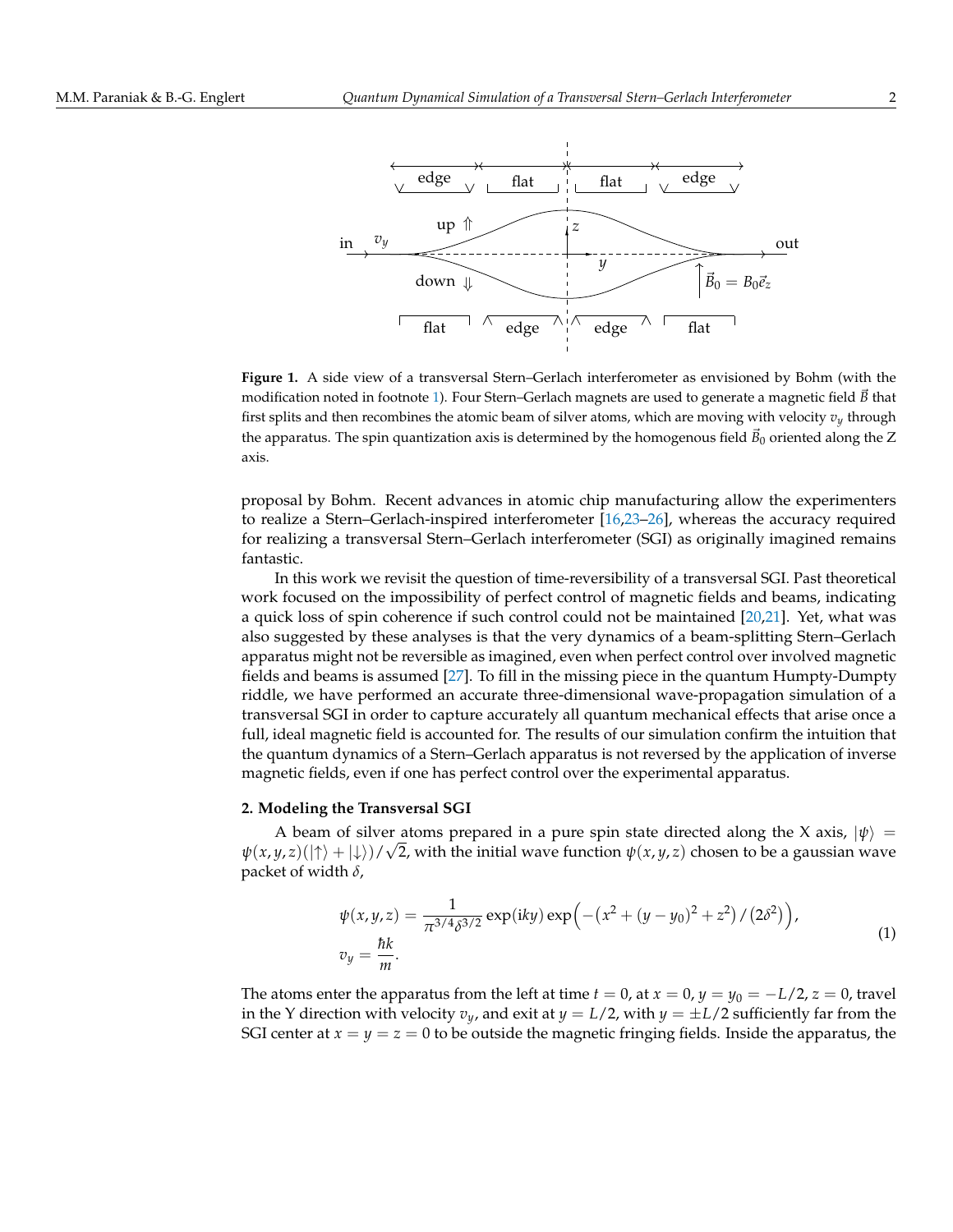**Figure 1.** A side view of a transversal Stern–Gerlach interferometer as envisioned by Bohm (with the modification noted in footnote 1). Four Stern–Gerlach magnets are used to generate a magnetic field $\vec{B}$ that first splits and then recombines the atomic beam of silver atoms, which are moving with velocity $v_y$ through the apparatus. The spin quantization axis is determined by the homogenous field $\vec{B}_0$ oriented along the Z axis.

proposal by Bohm. Recent advances in atomic chip manufacturing allow the experimenters to realize a Stern–Gerlach-inspired interferometer [16,23–26], whereas the accuracy required for realizing a transversal Stern–Gerlach interferometer (SGI) as originally imagined remains fantastic.

In this work we revisit the question of time-reversibility of a transversal SGI. Past theoretical work focused on the impossibility of perfect control of magnetic fields and beams, indicating a quick loss of spin coherence if such control could not be maintained [20,21]. Yet, what was also suggested by these analyses is that the very dynamics of a beam-splitting Stern–Gerlach apparatus might not be reversible as imagined, even when perfect control over involved magnetic fields and beams is assumed [27]. To fill in the missing piece in the quantum Humpty-Dumpty riddle, we have performed an accurate three-dimensional wave-propagation simulation of a transversal SGI in order to capture accurately all quantum mechanical effects that arise once a full, ideal magnetic field is accounted for. The results of our simulation confirm the intuition that the quantum dynamics of a Stern–Gerlach apparatus is not reversed by the application of inverse magnetic fields, even if one has perfect control over the experimental apparatus.

## 2. Modeling the Transversal SGI

A beam of silver atoms prepared in a pure spin state directed along the X axis, $|\psi\rangle = \psi(x,y,z)(|\uparrow\rangle + |\downarrow\rangle)/\sqrt{2}$, with the initial wave function $\psi(x,y,z)$ chosen to be a gaussian wave packet of width $\delta$,

$$
\begin{aligned}
\psi(x,y,z) &= \frac{1}{\pi^{3/4}\delta^{3/2}} \exp(\mathrm{i}ky) \exp\Big(-\big(x^2 + (y-y_0)^2 + z^2\big)/\big(2\delta^2\big)\Big), \\
v_y &= \frac{\hbar k}{m}.
\end{aligned}
\tag{1}
$$

The atoms enter the apparatus from the left at time $t = 0$, at $x = 0$, $y = y_0 = -L/2$, $z = 0$, travel in the Y direction with velocity $v_y$, and exit at $y = L/2$, with $y = \pm L/2$ sufficiently far from the SGI center at $x = y = z = 0$ to be outside the magnetic fringing fields. Inside the apparatus, the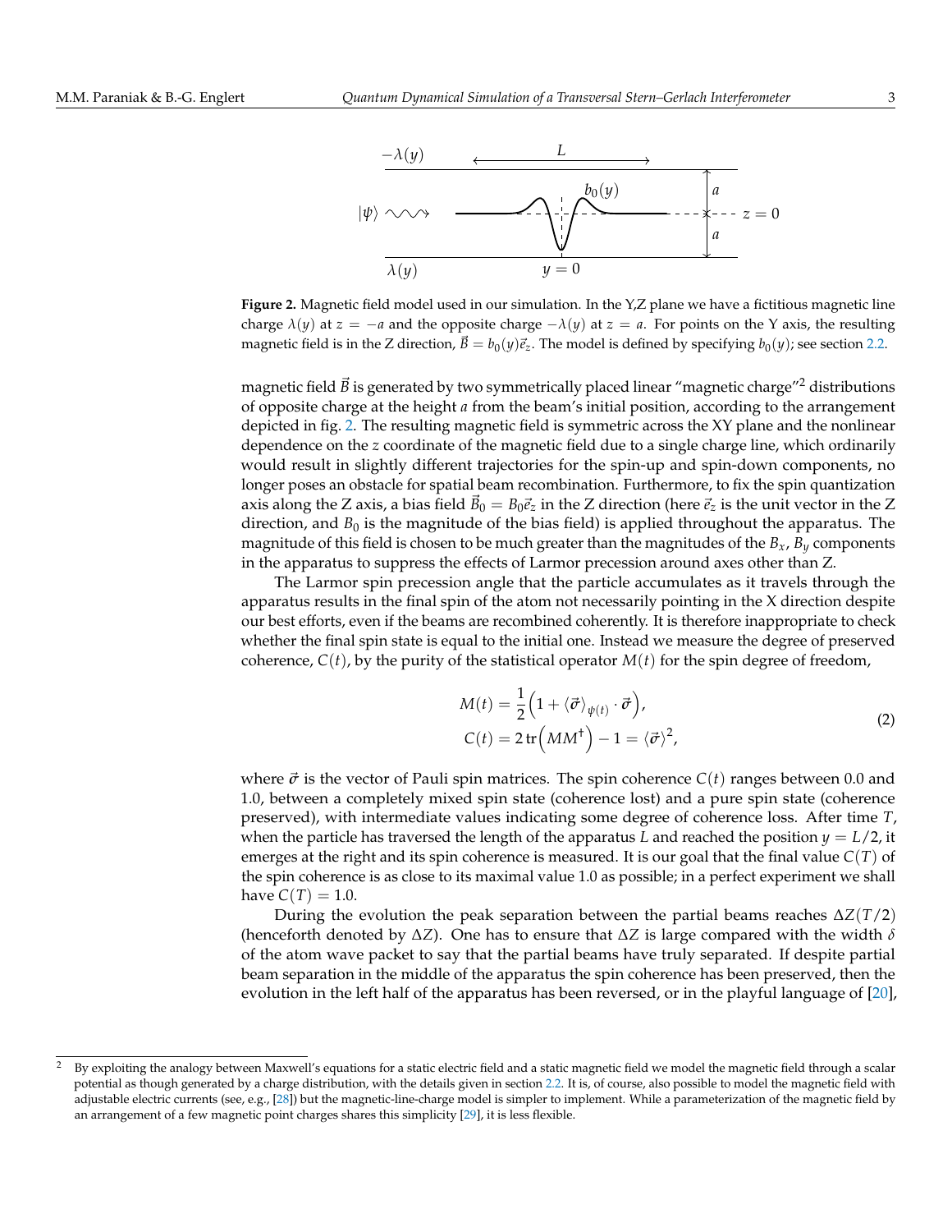**Figure 2.** Magnetic field model used in our simulation. In the Y,Z plane we have a fictitious magnetic line charge $\lambda(y)$ at $z = -a$ and the opposite charge $-\lambda(y)$ at $z = a$. For points on the Y axis, the resulting magnetic field is in the Z direction, $\vec{B} = b_0(y)\vec{e}_z$. The model is defined by specifying $b_0(y)$; see section 2.2.

magnetic field $\vec{B}$ is generated by two symmetrically placed linear "magnetic charge"[2] distributions of opposite charge at the height $a$ from the beam's initial position, according to the arrangement depicted in fig. 2. The resulting magnetic field is symmetric across the XY plane and the nonlinear dependence on the $z$ coordinate of the magnetic field due to a single charge line, which ordinarily would result in slightly different trajectories for the spin-up and spin-down components, no longer poses an obstacle for spatial beam recombination. Furthermore, to fix the spin quantization axis along the Z axis, a bias field $\vec{B}_0 = B_0\vec{e}_z$ in the Z direction (here $\vec{e}_z$ is the unit vector in the Z direction, and $B_0$ is the magnitude of the bias field) is applied throughout the apparatus. The magnitude of this field is chosen to be much greater than the magnitudes of the $B_x$, $B_y$ components in the apparatus to suppress the effects of Larmor precession around axes other than Z.

The Larmor spin precession angle that the particle accumulates as it travels through the apparatus results in the final spin of the atom not necessarily pointing in the X direction despite our best efforts, even if the beams are recombined coherently. It is therefore inappropriate to check whether the final spin state is equal to the initial one. Instead we measure the degree of preserved coherence, $C(t)$, by the purity of the statistical operator $M(t)$ for the spin degree of freedom,

$$
\begin{aligned}
M(t) &= \frac{1}{2}\Big(1 + \langle\vec{\sigma}\rangle_{\psi(t)}\cdot\vec{\sigma}\Big),\\
C(t) &= 2\,\mathrm{tr}\Big(MM^\dagger\Big) - 1 = \langle\vec{\sigma}\rangle^2,
\end{aligned}
\tag{2}
$$

where $\vec{\sigma}$ is the vector of Pauli spin matrices. The spin coherence $C(t)$ ranges between 0.0 and 1.0, between a completely mixed spin state (coherence lost) and a pure spin state (coherence preserved), with intermediate values indicating some degree of coherence loss. After time $T$, when the particle has traversed the length of the apparatus $L$ and reached the position $y = L/2$, it emerges at the right and its spin coherence is measured. It is our goal that the final value $C(T)$ of the spin coherence is as close to its maximal value 1.0 as possible; in a perfect experiment we shall have $C(T) = 1.0$.

During the evolution the peak separation between the partial beams reaches $\Delta Z(T/2)$ (henceforth denoted by $\Delta Z$). One has to ensure that $\Delta Z$ is large compared with the width $\delta$ of the atom wave packet to say that the partial beams have truly separated. If despite partial beam separation in the middle of the apparatus the spin coherence has been preserved, then the evolution in the left half of the apparatus has been reversed, or in the playful language of [20],

[2] By exploiting the analogy between Maxwell's equations for a static electric field and a static magnetic field we model the magnetic field through a scalar potential as though generated by a charge distribution, with the details given in section 2.2. It is, of course, also possible to model the magnetic field with adjustable electric currents (see, e.g., [28]) but the magnetic-line-charge model is simpler to implement. While a parameterization of the magnetic field by an arrangement of a few magnetic point charges shares this simplicity [29], it is less flexible.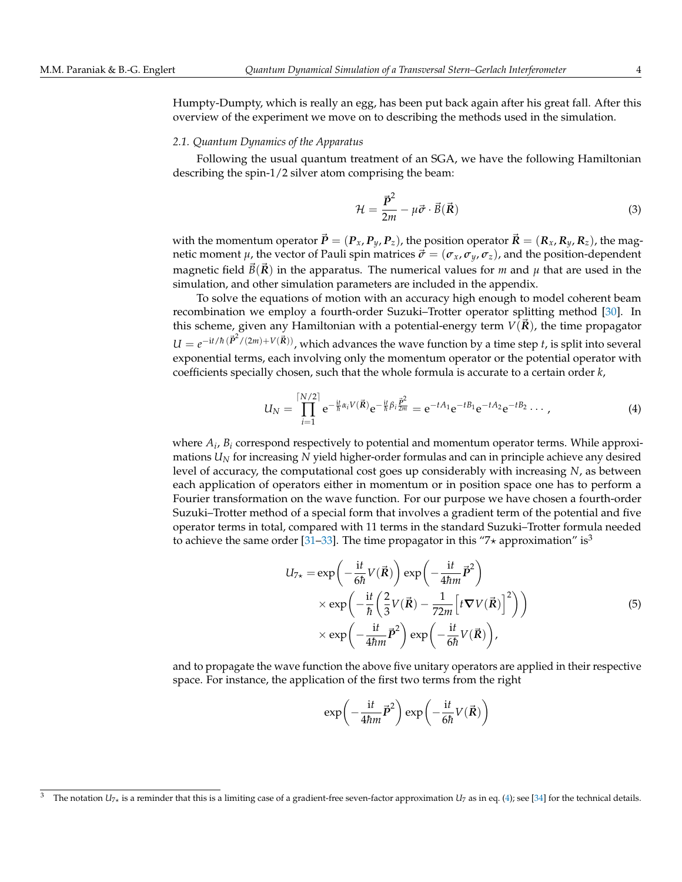Humpty-Dumpty, which is really an egg, has been put back again after his great fall. After this overview of the experiment we move on to describing the methods used in the simulation.

### 2.1. Quantum Dynamics of the Apparatus

Following the usual quantum treatment of an SGA, we have the following Hamiltonian describing the spin-1/2 silver atom comprising the beam:

$$\mathcal{H} = \frac{\vec{\boldsymbol{P}}^2}{2m} - \mu\vec{\boldsymbol{\sigma}} \cdot \vec{B}(\vec{\boldsymbol{R}}) \tag{3}$$

with the momentum operator $\vec{\boldsymbol{P}} = (\boldsymbol{P}_x, \boldsymbol{P}_y, \boldsymbol{P}_z)$, the position operator $\vec{\boldsymbol{R}} = (\boldsymbol{R}_x, \boldsymbol{R}_y, \boldsymbol{R}_z)$, the magnetic moment $\mu$, the vector of Pauli spin matrices $\vec{\boldsymbol{\sigma}} = (\boldsymbol{\sigma}_x, \boldsymbol{\sigma}_y, \boldsymbol{\sigma}_z)$, and the position-dependent magnetic field $\vec{B}(\vec{\boldsymbol{R}})$ in the apparatus. The numerical values for $m$ and $\mu$ that are used in the simulation, and other simulation parameters are included in the appendix.

To solve the equations of motion with an accuracy high enough to model coherent beam recombination we employ a fourth-order Suzuki–Trotter operator splitting method [30]. In this scheme, given any Hamiltonian with a potential-energy term $V(\vec{\boldsymbol{R}})$, the time propagator $U = e^{-\mathrm{i}t/\hbar\,(\vec{\boldsymbol{P}}^2/(2m)+V(\vec{\boldsymbol{R}}))}$, which advances the wave function by a time step $t$, is split into several exponential terms, each involving only the momentum operator or the potential operator with coefficients specially chosen, such that the whole formula is accurate to a certain order $k$,

$$U_N = \prod_{i=1}^{\lceil N/2 \rceil} \mathrm{e}^{-\frac{\mathrm{i}t}{\hbar}\alpha_i V(\vec{\boldsymbol{R}})} \mathrm{e}^{-\frac{\mathrm{i}t}{\hbar}\beta_i \frac{\vec{\boldsymbol{P}}^2}{2m}} = \mathrm{e}^{-tA_1}\mathrm{e}^{-tB_1}\mathrm{e}^{-tA_2}\mathrm{e}^{-tB_2}\cdots, \tag{4}$$

where $A_i$, $B_i$ correspond respectively to potential and momentum operator terms. While approximations $U_N$ for increasing $N$ yield higher-order formulas and can in principle achieve any desired level of accuracy, the computational cost goes up considerably with increasing $N$, as between each application of operators either in momentum or in position space one has to perform a Fourier transformation on the wave function. For our purpose we have chosen a fourth-order Suzuki–Trotter method of a special form that involves a gradient term of the potential and five operator terms in total, compared with 11 terms in the standard Suzuki–Trotter formula needed to achieve the same order [31–33]. The time propagator in this "7⋆ approximation" is[3]

$$\begin{aligned} U_{7\star} = &\exp\left(-\frac{\mathrm{i}t}{6\hbar}V(\vec{\boldsymbol{R}})\right)\exp\left(-\frac{\mathrm{i}t}{4\hbar m}\vec{\boldsymbol{P}}^2\right) \\ &\times \exp\left(-\frac{\mathrm{i}t}{\hbar}\left(\frac{2}{3}V(\vec{\boldsymbol{R}}) - \frac{1}{72m}\Big[t\boldsymbol{\nabla}V(\vec{\boldsymbol{R}})\Big]^2\right)\right) \\ &\times \exp\left(-\frac{\mathrm{i}t}{4\hbar m}\vec{\boldsymbol{P}}^2\right)\exp\left(-\frac{\mathrm{i}t}{6\hbar}V(\vec{\boldsymbol{R}})\right), \end{aligned} \tag{5}$$

and to propagate the wave function the above five unitary operators are applied in their respective space. For instance, the application of the first two terms from the right

$$\exp\left(-\frac{\mathrm{i}t}{4\hbar m}\vec{\boldsymbol{P}}^2\right)\exp\left(-\frac{\mathrm{i}t}{6\hbar}V(\vec{\boldsymbol{R}})\right)$$

---

[3] The notation $U_{7\star}$ is a reminder that this is a limiting case of a gradient-free seven-factor approximation $U_7$ as in eq. (4); see [34] for the technical details.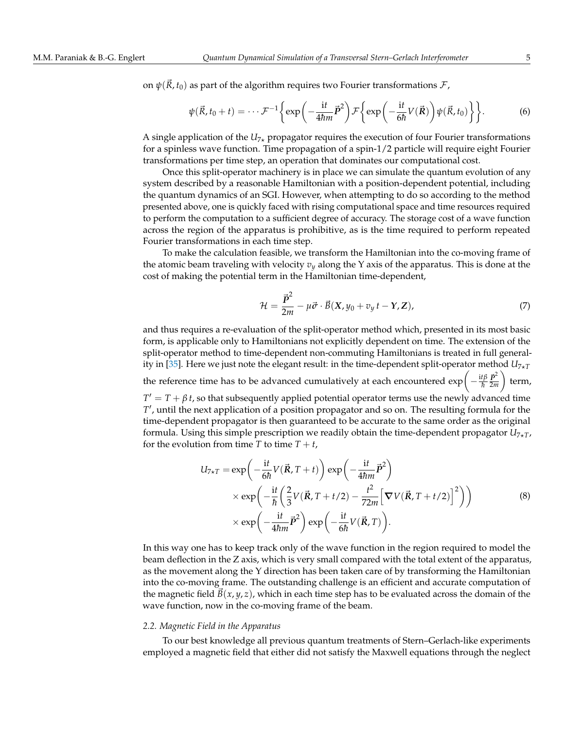on $\psi(\vec{R}, t_0)$ as part of the algorithm requires two Fourier transformations $\mathcal{F}$,

$$\psi(\vec{R}, t_0 + t) = \cdots \mathcal{F}^{-1}\left\{\exp\left(-\frac{\mathrm{i}t}{4\hbar m}\vec{\boldsymbol{P}}^2\right)\mathcal{F}\left\{\exp\left(-\frac{\mathrm{i}t}{6\hbar}V(\vec{\boldsymbol{R}})\right)\psi(\vec{R}, t_0)\right\}\right\}. \tag{6}$$

A single application of the $U_{7\star}$ propagator requires the execution of four Fourier transformations for a spinless wave function. Time propagation of a spin-1/2 particle will require eight Fourier transformations per time step, an operation that dominates our computational cost.

Once this split-operator machinery is in place we can simulate the quantum evolution of any system described by a reasonable Hamiltonian with a position-dependent potential, including the quantum dynamics of an SGI. However, when attempting to do so according to the method presented above, one is quickly faced with rising computational space and time resources required to perform the computation to a sufficient degree of accuracy. The storage cost of a wave function across the region of the apparatus is prohibitive, as is the time required to perform repeated Fourier transformations in each time step.

To make the calculation feasible, we transform the Hamiltonian into the co-moving frame of the atomic beam traveling with velocity $v_y$ along the Y axis of the apparatus. This is done at the cost of making the potential term in the Hamiltonian time-dependent,

$$\mathcal{H} = \frac{\vec{\boldsymbol{P}}^2}{2m} - \mu\vec{\boldsymbol{\sigma}} \cdot \vec{B}(\boldsymbol{X}, y_0 + v_y\, t - \boldsymbol{Y}, \boldsymbol{Z}), \tag{7}$$

and thus requires a re-evaluation of the split-operator method which, presented in its most basic form, is applicable only to Hamiltonians not explicitly dependent on time. The extension of the split-operator method to time-dependent non-commuting Hamiltonians is treated in full generality in [35]. Here we just note the elegant result: in the time-dependent split-operator method $U_{7\star T}$ the reference time has to be advanced cumulatively at each encountered $\exp\left(-\frac{\mathrm{i}t\beta}{\hbar}\frac{\vec{\boldsymbol{P}}^2}{2m}\right)$ term, $T' = T + \beta\, t$, so that subsequently applied potential operator terms use the newly advanced time $T'$, until the next application of a position propagator and so on. The resulting formula for the time-dependent propagator is then guaranteed to be accurate to the same order as the original formula. Using this simple prescription we readily obtain the time-dependent propagator $U_{7\star T}$, for the evolution from time $T$ to time $T + t$,

$$\begin{aligned} U_{7\star T} =& \exp\left(-\frac{\mathrm{i}t}{6\hbar}V(\vec{\boldsymbol{R}}, T+t)\right)\exp\left(-\frac{\mathrm{i}t}{4\hbar m}\vec{\boldsymbol{P}}^2\right) \\ &\times \exp\left(-\frac{\mathrm{i}t}{\hbar}\left(\frac{2}{3}V(\vec{\boldsymbol{R}}, T+t/2) - \frac{t^2}{72m}\left[\boldsymbol{\nabla}V(\vec{\boldsymbol{R}}, T+t/2)\right]^2\right)\right) \\ &\times \exp\left(-\frac{\mathrm{i}t}{4\hbar m}\vec{\boldsymbol{P}}^2\right)\exp\left(-\frac{\mathrm{i}t}{6\hbar}V(\vec{\boldsymbol{R}}, T)\right). \end{aligned} \tag{8}$$

In this way one has to keep track only of the wave function in the region required to model the beam deflection in the Z axis, which is very small compared with the total extent of the apparatus, as the movement along the Y direction has been taken care of by transforming the Hamiltonian into the co-moving frame. The outstanding challenge is an efficient and accurate computation of the magnetic field $\vec{B}(x, y, z)$, which in each time step has to be evaluated across the domain of the wave function, now in the co-moving frame of the beam.

### 2.2. Magnetic Field in the Apparatus

To our best knowledge all previous quantum treatments of Stern–Gerlach-like experiments employed a magnetic field that either did not satisfy the Maxwell equations through the neglect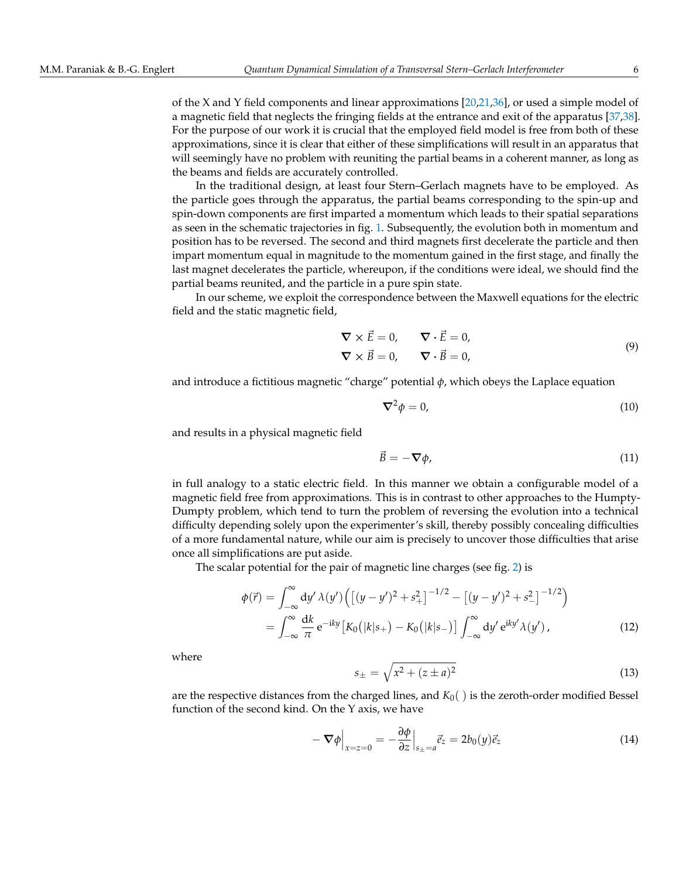of the X and Y field components and linear approximations [20,21,36], or used a simple model of a magnetic field that neglects the fringing fields at the entrance and exit of the apparatus [37,38]. For the purpose of our work it is crucial that the employed field model is free from both of these approximations, since it is clear that either of these simplifications will result in an apparatus that will seemingly have no problem with reuniting the partial beams in a coherent manner, as long as the beams and fields are accurately controlled.

In the traditional design, at least four Stern–Gerlach magnets have to be employed. As the particle goes through the apparatus, the partial beams corresponding to the spin-up and spin-down components are first imparted a momentum which leads to their spatial separations as seen in the schematic trajectories in fig. 1. Subsequently, the evolution both in momentum and position has to be reversed. The second and third magnets first decelerate the particle and then impart momentum equal in magnitude to the momentum gained in the first stage, and finally the last magnet decelerates the particle, whereupon, if the conditions were ideal, we should find the partial beams reunited, and the particle in a pure spin state.

In our scheme, we exploit the correspondence between the Maxwell equations for the electric field and the static magnetic field,

$$\begin{aligned} \boldsymbol{\nabla} \times \vec{E} = 0, \qquad \boldsymbol{\nabla} \cdot \vec{E} = 0, \\ \boldsymbol{\nabla} \times \vec{B} = 0, \qquad \boldsymbol{\nabla} \cdot \vec{B} = 0, \end{aligned} \tag{9}$$

and introduce a fictitious magnetic "charge" potential $\phi$, which obeys the Laplace equation

$$\boldsymbol{\nabla}^2 \phi = 0, \tag{10}$$

and results in a physical magnetic field

$$\vec{B} = -\boldsymbol{\nabla}\phi, \tag{11}$$

in full analogy to a static electric field. In this manner we obtain a configurable model of a magnetic field free from approximations. This is in contrast to other approaches to the Humpty-Dumpty problem, which tend to turn the problem of reversing the evolution into a technical difficulty depending solely upon the experimenter's skill, thereby possibly concealing difficulties of a more fundamental nature, while our aim is precisely to uncover those difficulties that arise once all simplifications are put aside.

The scalar potential for the pair of magnetic line charges (see fig. 2) is

$$\begin{aligned} \phi(\vec{r}) &= \int_{-\infty}^{\infty} \mathrm{d}y'\, \lambda(y') \Big( \big[(y-y')^2 + s_+^2\big]^{-1/2} - \big[(y-y')^2 + s_-^2\big]^{-1/2} \Big) \\ &= \int_{-\infty}^{\infty} \frac{\mathrm{d}k}{\pi}\, \mathrm{e}^{-\mathrm{i}ky} \big[ K_0\big(|k| s_+\big) - K_0\big(|k| s_-\big) \big] \int_{-\infty}^{\infty} \mathrm{d}y'\, \mathrm{e}^{\mathrm{i}ky'} \lambda(y')\,, \end{aligned} \tag{12}$$

where

$$s_\pm = \sqrt{x^2 + (z \pm a)^2} \tag{13}$$

are the respective distances from the charged lines, and $K_0(\,)$ is the zeroth-order modified Bessel function of the second kind. On the Y axis, we have

$$-\boldsymbol{\nabla}\phi\Big|_{x=z=0} = -\frac{\partial \phi}{\partial z}\Big|_{s_\pm = a} \vec{e}_z = 2b_0(y)\vec{e}_z \tag{14}$$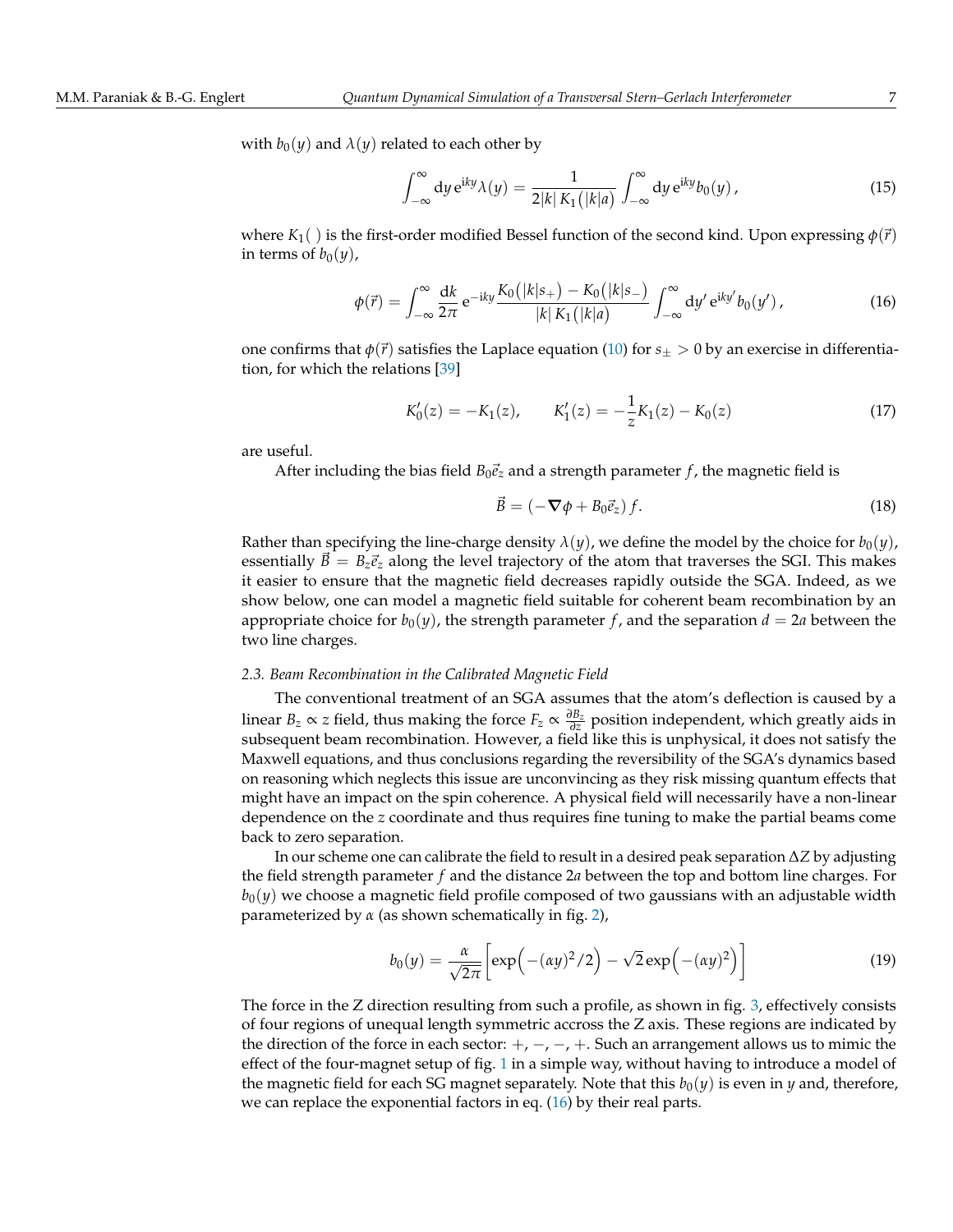with $b_0(y)$ and $\lambda(y)$ related to each other by

$$\int_{-\infty}^{\infty} \mathrm{d}y\, \mathrm{e}^{\mathrm{i}ky} \lambda(y) = \frac{1}{2|k|\, K_1\big(|k|a\big)} \int_{-\infty}^{\infty} \mathrm{d}y\, \mathrm{e}^{\mathrm{i}ky} b_0(y)\,, \tag{15}$$

where $K_1(\,)$ is the first-order modified Bessel function of the second kind. Upon expressing $\phi(\vec{r})$ in terms of $b_0(y)$,

$$\phi(\vec{r}) = \int_{-\infty}^{\infty} \frac{\mathrm{d}k}{2\pi}\, \mathrm{e}^{-\mathrm{i}ky} \frac{K_0\big(|k|s_+\big) - K_0\big(|k|s_-\big)}{|k|\, K_1\big(|k|a\big)} \int_{-\infty}^{\infty} \mathrm{d}y'\, \mathrm{e}^{\mathrm{i}ky'} b_0(y')\,, \tag{16}$$

one confirms that $\phi(\vec{r})$ satisfies the Laplace equation (10) for $s_\pm > 0$ by an exercise in differentiation, for which the relations [39]

$$K_0'(z) = -K_1(z), \qquad K_1'(z) = -\frac{1}{z} K_1(z) - K_0(z) \tag{17}$$

are useful.

After including the bias field $B_0\vec{e}_z$ and a strength parameter $f$, the magnetic field is

$$\vec{B} = (-\boldsymbol{\nabla}\phi + B_0\vec{e}_z)\, f. \tag{18}$$

Rather than specifying the line-charge density $\lambda(y)$, we define the model by the choice for $b_0(y)$, essentially $\vec{B} = B_z\vec{e}_z$ along the level trajectory of the atom that traverses the SGI. This makes it easier to ensure that the magnetic field decreases rapidly outside the SGA. Indeed, as we show below, one can model a magnetic field suitable for coherent beam recombination by an appropriate choice for $b_0(y)$, the strength parameter $f$, and the separation $d = 2a$ between the two line charges.

### *2.3. Beam Recombination in the Calibrated Magnetic Field*

The conventional treatment of an SGA assumes that the atom's deflection is caused by a linear $B_z \propto z$ field, thus making the force $F_z \propto \frac{\partial B_z}{\partial z}$ position independent, which greatly aids in subsequent beam recombination. However, a field like this is unphysical, it does not satisfy the Maxwell equations, and thus conclusions regarding the reversibility of the SGA's dynamics based on reasoning which neglects this issue are unconvincing as they risk missing quantum effects that might have an impact on the spin coherence. A physical field will necessarily have a non-linear dependence on the $z$ coordinate and thus requires fine tuning to make the partial beams come back to zero separation.

In our scheme one can calibrate the field to result in a desired peak separation $\Delta Z$ by adjusting the field strength parameter $f$ and the distance $2a$ between the top and bottom line charges. For $b_0(y)$ we choose a magnetic field profile composed of two gaussians with an adjustable width parameterized by $\alpha$ (as shown schematically in fig. 2),

$$b_0(y) = \frac{\alpha}{\sqrt{2\pi}} \Big[ \exp\Big(-(\alpha y)^2/2\Big) - \sqrt{2}\exp\Big(-(\alpha y)^2\Big) \Big] \tag{19}$$

The force in the Z direction resulting from such a profile, as shown in fig. 3, effectively consists of four regions of unequal length symmetric accross the Z axis. These regions are indicated by the direction of the force in each sector: $+, -, -, +$. Such an arrangement allows us to mimic the effect of the four-magnet setup of fig. 1 in a simple way, without having to introduce a model of the magnetic field for each SG magnet separately. Note that this $b_0(y)$ is even in $y$ and, therefore, we can replace the exponential factors in eq. (16) by their real parts.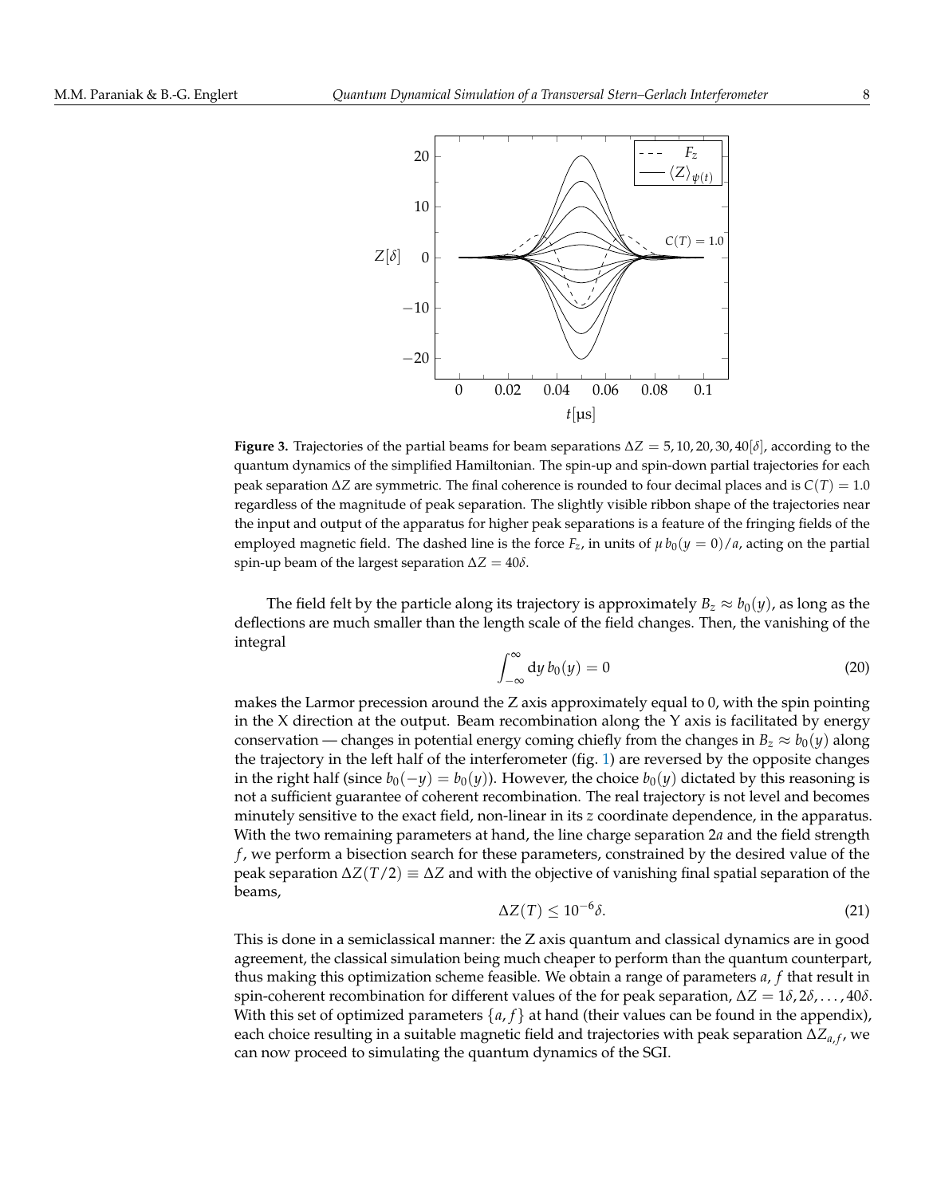**Figure 3.** Trajectories of the partial beams for beam separations $\Delta Z = 5, 10, 20, 30, 40[\delta]$, according to the quantum dynamics of the simplified Hamiltonian. The spin-up and spin-down partial trajectories for each peak separation $\Delta Z$ are symmetric. The final coherence is rounded to four decimal places and is $C(T) = 1.0$ regardless of the magnitude of peak separation. The slightly visible ribbon shape of the trajectories near the input and output of the apparatus for higher peak separations is a feature of the fringing fields of the employed magnetic field. The dashed line is the force $F_z$, in units of $\mu\, b_0(y=0)/a$, acting on the partial spin-up beam of the largest separation $\Delta Z = 40\delta$.

The field felt by the particle along its trajectory is approximately $B_z \approx b_0(y)$, as long as the deflections are much smaller than the length scale of the field changes. Then, the vanishing of the integral

$$\int_{-\infty}^{\infty} \mathrm{d}y\, b_0(y) = 0 \tag{20}$$

makes the Larmor precession around the Z axis approximately equal to 0, with the spin pointing in the X direction at the output. Beam recombination along the Y axis is facilitated by energy conservation — changes in potential energy coming chiefly from the changes in $B_z \approx b_0(y)$ along the trajectory in the left half of the interferometer (fig. 1) are reversed by the opposite changes in the right half (since $b_0(-y) = b_0(y)$). However, the choice $b_0(y)$ dictated by this reasoning is not a sufficient guarantee of coherent recombination. The real trajectory is not level and becomes minutely sensitive to the exact field, non-linear in its $z$ coordinate dependence, in the apparatus. With the two remaining parameters at hand, the line charge separation $2a$ and the field strength $f$, we perform a bisection search for these parameters, constrained by the desired value of the peak separation $\Delta Z(T/2) \equiv \Delta Z$ and with the objective of vanishing final spatial separation of the beams,

$$\Delta Z(T) \leq 10^{-6}\delta. \tag{21}$$

This is done in a semiclassical manner: the Z axis quantum and classical dynamics are in good agreement, the classical simulation being much cheaper to perform than the quantum counterpart, thus making this optimization scheme feasible. We obtain a range of parameters $a$, $f$ that result in spin-coherent recombination for different values of the for peak separation, $\Delta Z = 1\delta, 2\delta, \ldots, 40\delta$. With this set of optimized parameters $\{a, f\}$ at hand (their values can be found in the appendix), each choice resulting in a suitable magnetic field and trajectories with peak separation $\Delta Z_{a,f}$, we can now proceed to simulating the quantum dynamics of the SGI.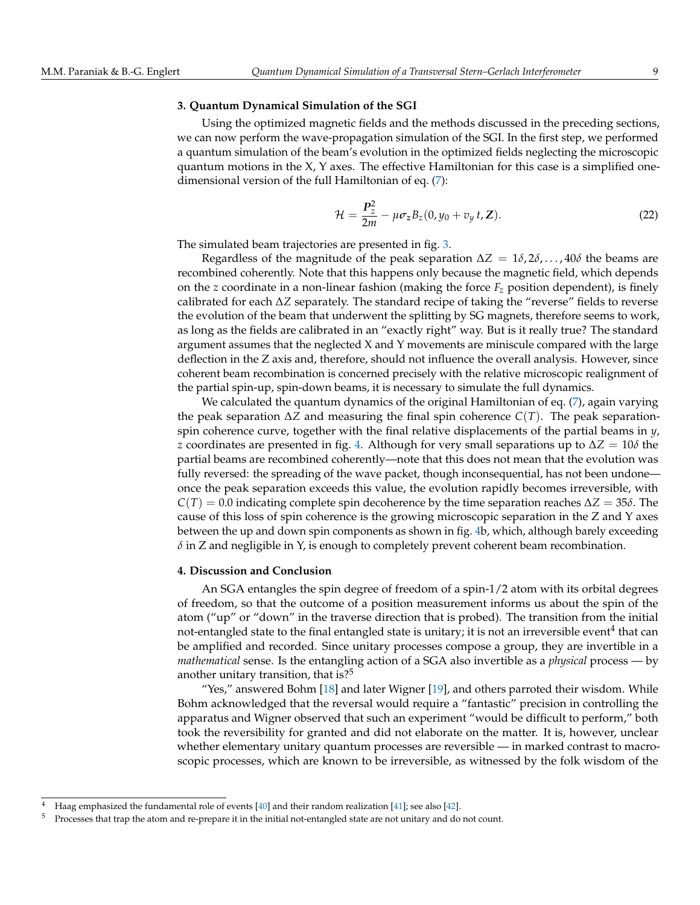## 3. Quantum Dynamical Simulation of the SGI

Using the optimized magnetic fields and the methods discussed in the preceding sections, we can now perform the wave-propagation simulation of the SGI. In the first step, we performed a quantum simulation of the beam's evolution in the optimized fields neglecting the microscopic quantum motions in the X, Y axes. The effective Hamiltonian for this case is a simplified one-dimensional version of the full Hamiltonian of eq. (7):

$$\mathcal{H} = \frac{\boldsymbol{P}_z^2}{2m} - \mu\sigma_z B_z(0, y_0 + v_y\, t, \boldsymbol{Z}). \tag{22}$$

The simulated beam trajectories are presented in fig. 3.

Regardless of the magnitude of the peak separation $\Delta Z = 1\delta, 2\delta, \ldots, 40\delta$ the beams are recombined coherently. Note that this happens only because the magnetic field, which depends on the $z$ coordinate in a non-linear fashion (making the force $F_z$ position dependent), is finely calibrated for each $\Delta Z$ separately. The standard recipe of taking the "reverse" fields to reverse the evolution of the beam that underwent the splitting by SG magnets, therefore seems to work, as long as the fields are calibrated in an "exactly right" way. But is it really true? The standard argument assumes that the neglected X and Y movements are miniscule compared with the large deflection in the Z axis and, therefore, should not influence the overall analysis. However, since coherent beam recombination is concerned precisely with the relative microscopic realignment of the partial spin-up, spin-down beams, it is necessary to simulate the full dynamics.

We calculated the quantum dynamics of the original Hamiltonian of eq. (7), again varying the peak separation $\Delta Z$ and measuring the final spin coherence $C(T)$. The peak separation-spin coherence curve, together with the final relative displacements of the partial beams in $y$, $z$ coordinates are presented in fig. 4. Although for very small separations up to $\Delta Z = 10\delta$ the partial beams are recombined coherently—note that this does not mean that the evolution was fully reversed: the spreading of the wave packet, though inconsequential, has not been undone—once the peak separation exceeds this value, the evolution rapidly becomes irreversible, with $C(T) = 0.0$ indicating complete spin decoherence by the time separation reaches $\Delta Z = 35\delta$. The cause of this loss of spin coherence is the growing microscopic separation in the Z and Y axes between the up and down spin components as shown in fig. 4b, which, although barely exceeding $\delta$ in Z and negligible in Y, is enough to completely prevent coherent beam recombination.

## 4. Discussion and Conclusion

An SGA entangles the spin degree of freedom of a spin-1/2 atom with its orbital degrees of freedom, so that the outcome of a position measurement informs us about the spin of the atom ("up" or "down" in the traverse direction that is probed). The transition from the initial not-entangled state to the final entangled state is unitary; it is not an irreversible event[4] that can be amplified and recorded. Since unitary processes compose a group, they are invertible in a *mathematical* sense. Is the entangling action of a SGA also invertible as a *physical* process — by another unitary transition, that is?[5]

"Yes," answered Bohm [18] and later Wigner [19], and others parroted their wisdom. While Bohm acknowledged that the reversal would require a "fantastic" precision in controlling the apparatus and Wigner observed that such an experiment "would be difficult to perform," both took the reversibility for granted and did not elaborate on the matter. It is, however, unclear whether elementary unitary quantum processes are reversible — in marked contrast to macroscopic processes, which are known to be irreversible, as witnessed by the folk wisdom of the

[4] Haag emphasized the fundamental role of events [40] and their random realization [41]; see also [42].

[5] Processes that trap the atom and re-prepare it in the initial not-entangled state are not unitary and do not count.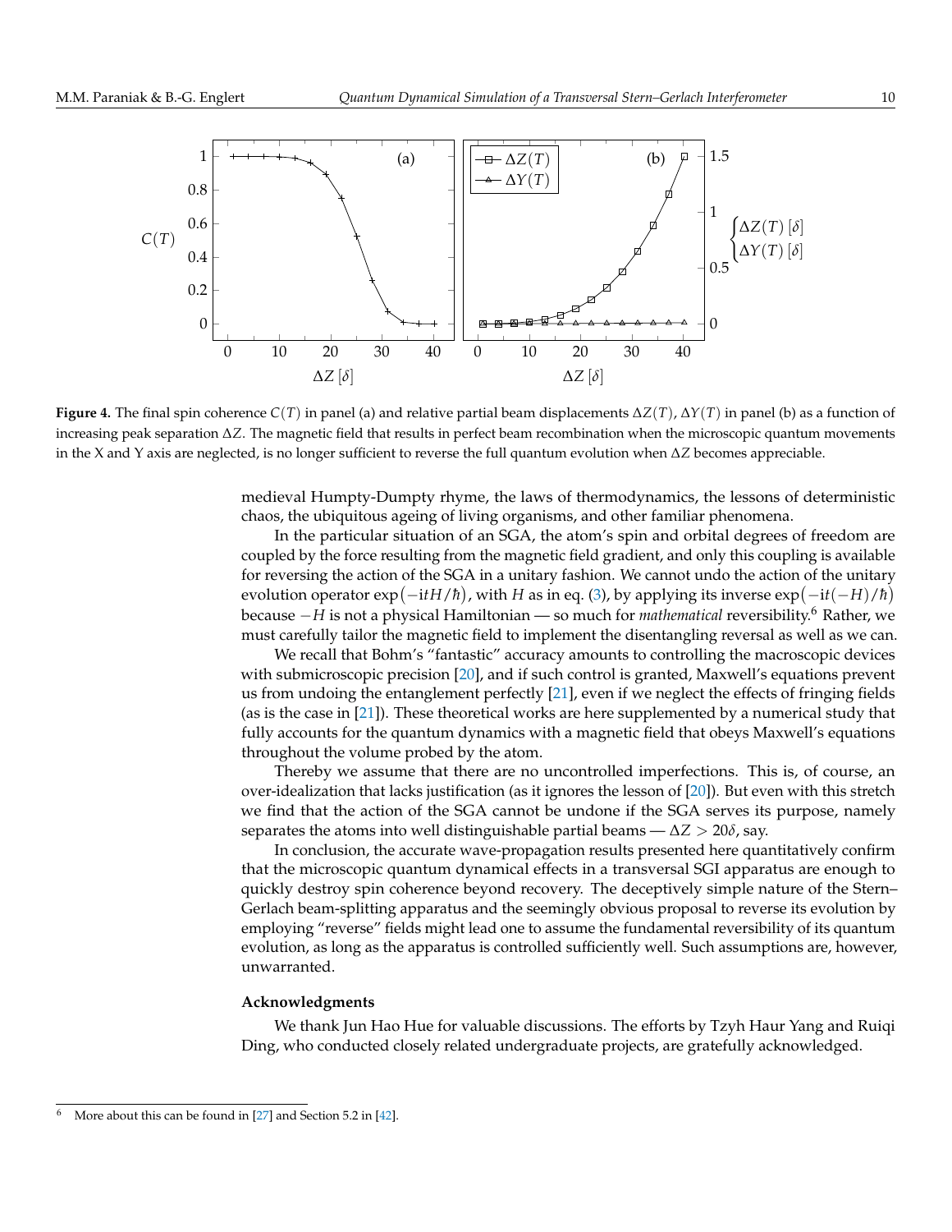**Figure 4.** The final spin coherence $C(T)$ in panel (a) and relative partial beam displacements $\Delta Z(T)$, $\Delta Y(T)$ in panel (b) as a function of increasing peak separation $\Delta Z$. The magnetic field that results in perfect beam recombination when the microscopic quantum movements in the X and Y axis are neglected, is no longer sufficient to reverse the full quantum evolution when $\Delta Z$ becomes appreciable.

medieval Humpty-Dumpty rhyme, the laws of thermodynamics, the lessons of deterministic chaos, the ubiquitous ageing of living organisms, and other familiar phenomena.

In the particular situation of an SGA, the atom's spin and orbital degrees of freedom are coupled by the force resulting from the magnetic field gradient, and only this coupling is available for reversing the action of the SGA in a unitary fashion. We cannot undo the action of the unitary evolution operator $\exp(-\mathrm{i}tH/\hbar)$, with $H$ as in eq. (3), by applying its inverse $\exp(-\mathrm{i}t(-H)/\hbar)$ because $-H$ is not a physical Hamiltonian — so much for *mathematical* reversibility.[6] Rather, we must carefully tailor the magnetic field to implement the disentangling reversal as well as we can.

We recall that Bohm's "fantastic" accuracy amounts to controlling the macroscopic devices with submicroscopic precision [20], and if such control is granted, Maxwell's equations prevent us from undoing the entanglement perfectly [21], even if we neglect the effects of fringing fields (as is the case in [21]). These theoretical works are here supplemented by a numerical study that fully accounts for the quantum dynamics with a magnetic field that obeys Maxwell's equations throughout the volume probed by the atom.

Thereby we assume that there are no uncontrolled imperfections. This is, of course, an over-idealization that lacks justification (as it ignores the lesson of [20]). But even with this stretch we find that the action of the SGA cannot be undone if the SGA serves its purpose, namely separates the atoms into well distinguishable partial beams — $\Delta Z > 20\delta$, say.

In conclusion, the accurate wave-propagation results presented here quantitatively confirm that the microscopic quantum dynamical effects in a transversal SGI apparatus are enough to quickly destroy spin coherence beyond recovery. The deceptively simple nature of the Stern–Gerlach beam-splitting apparatus and the seemingly obvious proposal to reverse its evolution by employing "reverse" fields might lead one to assume the fundamental reversibility of its quantum evolution, as long as the apparatus is controlled sufficiently well. Such assumptions are, however, unwarranted.

**Acknowledgments**

We thank Jun Hao Hue for valuable discussions. The efforts by Tzyh Haur Yang and Ruiqi Ding, who conducted closely related undergraduate projects, are gratefully acknowledged.

[6] More about this can be found in [27] and Section 5.2 in [42].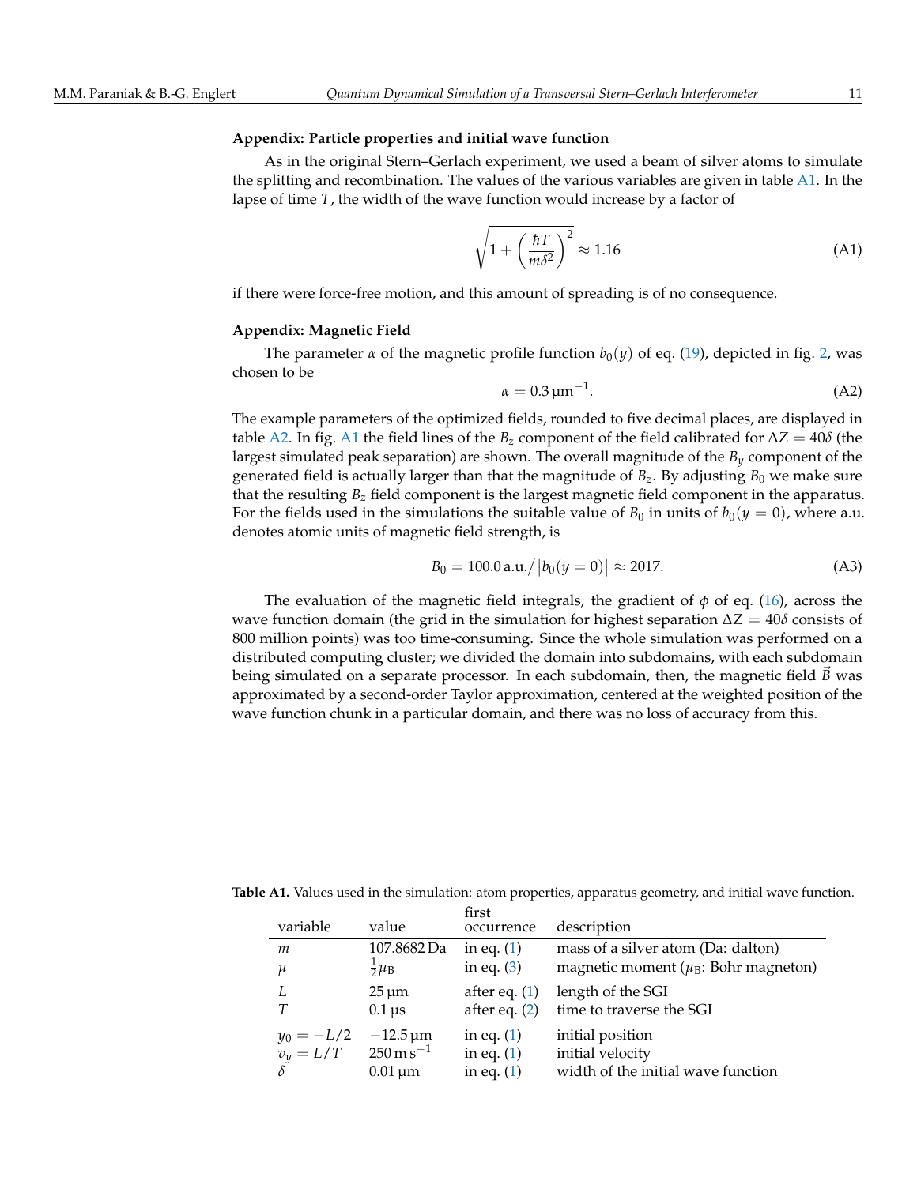## Appendix: Particle properties and initial wave function

As in the original Stern–Gerlach experiment, we used a beam of silver atoms to simulate the splitting and recombination. The values of the various variables are given in table A1. In the lapse of time $T$, the width of the wave function would increase by a factor of

$$\sqrt{1+\left(\frac{\hbar T}{m\delta^2}\right)^2} \approx 1.16 \tag{A1}$$

if there were force-free motion, and this amount of spreading is of no consequence.

## Appendix: Magnetic Field

The parameter $\alpha$ of the magnetic profile function $b_0(y)$ of eq. (19), depicted in fig. 2, was chosen to be

$$\alpha = 0.3\,\mu\mathrm{m}^{-1}. \tag{A2}$$

The example parameters of the optimized fields, rounded to five decimal places, are displayed in table A2. In fig. A1 the field lines of the $B_z$ component of the field calibrated for $\Delta Z = 40\delta$ (the largest simulated peak separation) are shown. The overall magnitude of the $B_y$ component of the generated field is actually larger than that the magnitude of $B_z$. By adjusting $B_0$ we make sure that the resulting $B_z$ field component is the largest magnetic field component in the apparatus. For the fields used in the simulations the suitable value of $B_0$ in units of $b_0(y=0)$, where a.u. denotes atomic units of magnetic field strength, is

$$B_0 = 100.0\,\mathrm{a.u.}\big/\big|b_0(y=0)\big| \approx 2017. \tag{A3}$$

The evaluation of the magnetic field integrals, the gradient of $\phi$ of eq. (16), across the wave function domain (the grid in the simulation for highest separation $\Delta Z = 40\delta$ consists of 800 million points) was too time-consuming. Since the whole simulation was performed on a distributed computing cluster; we divided the domain into subdomains, with each subdomain being simulated on a separate processor. In each subdomain, then, the magnetic field $\vec{B}$ was approximated by a second-order Taylor approximation, centered at the weighted position of the wave function chunk in a particular domain, and there was no loss of accuracy from this.

**Table A1.** Values used in the simulation: atom properties, apparatus geometry, and initial wave function.

| variable | value | first occurrence | description |
|---|---|---|---|
| $m$ | 107.8682 Da | in eq. (1) | mass of a silver atom (Da: dalton) |
| $\mu$ | $\frac{1}{2}\mu_\mathrm{B}$ | in eq. (3) | magnetic moment ($\mu_\mathrm{B}$: Bohr magneton) |
| $L$ | 25 µm | after eq. (1) | length of the SGI |
| $T$ | 0.1 µs | after eq. (2) | time to traverse the SGI |
| $y_0 = -L/2$ | −12.5 µm | in eq. (1) | initial position |
| $v_y = L/T$ | $250\,\mathrm{m\,s^{-1}}$ | in eq. (1) | initial velocity |
| $\delta$ | 0.01 µm | in eq. (1) | width of the initial wave function |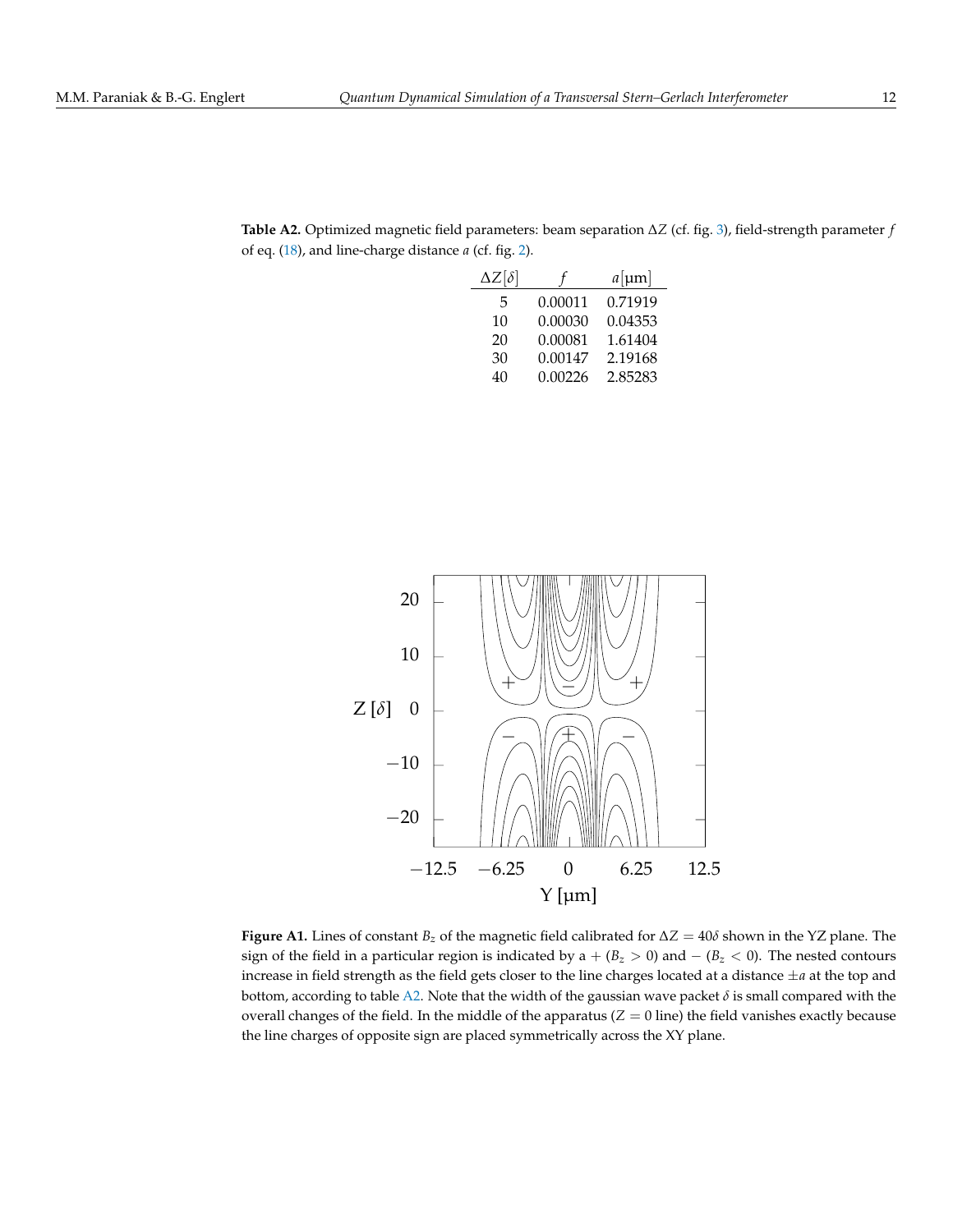**Table A2.** Optimized magnetic field parameters: beam separation $\Delta Z$ (cf. fig. 3), field-strength parameter $f$ of eq. (18), and line-charge distance $a$ (cf. fig. 2).

| $\Delta Z[\delta]$ | $f$ | $a[\mu\mathrm{m}]$ |
|---|---|---|
| 5 | 0.00011 | 0.71919 |
| 10 | 0.00030 | 0.04353 |
| 20 | 0.00081 | 1.61404 |
| 30 | 0.00147 | 2.19168 |
| 40 | 0.00226 | 2.85283 |

**Figure A1.** Lines of constant $B_z$ of the magnetic field calibrated for $\Delta Z = 40\delta$ shown in the YZ plane. The sign of the field in a particular region is indicated by a + ($B_z > 0$) and − ($B_z < 0$). The nested contours increase in field strength as the field gets closer to the line charges located at a distance $\pm a$ at the top and bottom, according to table A2. Note that the width of the gaussian wave packet $\delta$ is small compared with the overall changes of the field. In the middle of the apparatus ($Z = 0$ line) the field vanishes exactly because the line charges of opposite sign are placed symmetrically across the XY plane.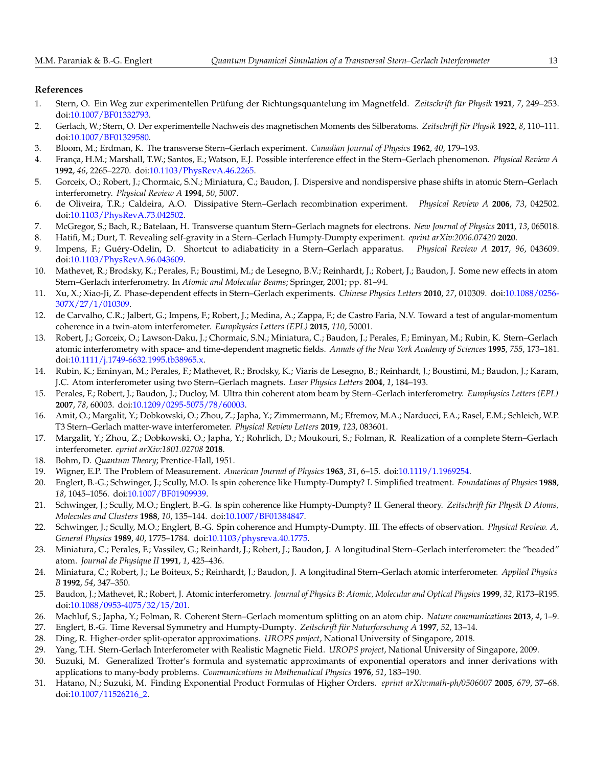## References

1. Stern, O. Ein Weg zur experimentellen Prüfung der Richtungsquantelung im Magnetfeld. *Zeitschrift für Physik* **1921**, *7*, 249–253. doi:10.1007/BF01332793.
2. Gerlach, W.; Stern, O. Der experimentelle Nachweis des magnetischen Moments des Silberatoms. *Zeitschrift für Physik* **1922**, *8*, 110–111. doi:10.1007/BF01329580.
3. Bloom, M.; Erdman, K. The transverse Stern–Gerlach experiment. *Canadian Journal of Physics* **1962**, *40*, 179–193.
4. França, H.M.; Marshall, T.W.; Santos, E.; Watson, E.J. Possible interference effect in the Stern–Gerlach phenomenon. *Physical Review A* **1992**, *46*, 2265–2270. doi:10.1103/PhysRevA.46.2265.
5. Gorceix, O.; Robert, J.; Chormaic, S.N.; Miniatura, C.; Baudon, J. Dispersive and nondispersive phase shifts in atomic Stern–Gerlach interferometry. *Physical Review A* **1994**, *50*, 5007.
6. de Oliveira, T.R.; Caldeira, A.O. Dissipative Stern–Gerlach recombination experiment. *Physical Review A* **2006**, *73*, 042502. doi:10.1103/PhysRevA.73.042502.
7. McGregor, S.; Bach, R.; Batelaan, H. Transverse quantum Stern–Gerlach magnets for electrons. *New Journal of Physics* **2011**, *13*, 065018.
8. Hatifi, M.; Durt, T. Revealing self-gravity in a Stern–Gerlach Humpty-Dumpty experiment. *eprint arXiv:2006.07420* **2020**.
9. Impens, F.; Guéry-Odelin, D. Shortcut to adiabaticity in a Stern–Gerlach apparatus. *Physical Review A* **2017**, *96*, 043609. doi:10.1103/PhysRevA.96.043609.
10. Mathevet, R.; Brodsky, K.; Perales, F.; Boustimi, M.; de Lesegno, B.V.; Reinhardt, J.; Robert, J.; Baudon, J. Some new effects in atom Stern–Gerlach interferometry. In *Atomic and Molecular Beams*; Springer, 2001; pp. 81–94.
11. Xu, X.; Xiao-Ji, Z. Phase-dependent effects in Stern–Gerlach experiments. *Chinese Physics Letters* **2010**, *27*, 010309. doi:10.1088/0256-307X/27/1/010309.
12. de Carvalho, C.R.; Jalbert, G.; Impens, F.; Robert, J.; Medina, A.; Zappa, F.; de Castro Faria, N.V. Toward a test of angular-momentum coherence in a twin-atom interferometer. *Europhysics Letters (EPL)* **2015**, *110*, 50001.
13. Robert, J.; Gorceix, O.; Lawson-Daku, J.; Chormaic, S.N.; Miniatura, C.; Baudon, J.; Perales, F.; Eminyan, M.; Rubin, K. Stern–Gerlach atomic interferometry with space- and time-dependent magnetic fields. *Annals of the New York Academy of Sciences* **1995**, *755*, 173–181. doi:10.1111/j.1749-6632.1995.tb38965.x.
14. Rubin, K.; Eminyan, M.; Perales, F.; Mathevet, R.; Brodsky, K.; Viaris de Lesegno, B.; Reinhardt, J.; Boustimi, M.; Baudon, J.; Karam, J.C. Atom interferometer using two Stern–Gerlach magnets. *Laser Physics Letters* **2004**, *1*, 184–193.
15. Perales, F.; Robert, J.; Baudon, J.; Ducloy, M. Ultra thin coherent atom beam by Stern–Gerlach interferometry. *Europhysics Letters (EPL)* **2007**, *78*, 60003. doi:10.1209/0295-5075/78/60003.
16. Amit, O.; Margalit, Y.; Dobkowski, O.; Zhou, Z.; Japha, Y.; Zimmermann, M.; Efremov, M.A.; Narducci, F.A.; Rasel, E.M.; Schleich, W.P. T3 Stern–Gerlach matter-wave interferometer. *Physical Review Letters* **2019**, *123*, 083601.
17. Margalit, Y.; Zhou, Z.; Dobkowski, O.; Japha, Y.; Rohrlich, D.; Moukouri, S.; Folman, R. Realization of a complete Stern–Gerlach interferometer. *eprint arXiv:1801.02708* **2018**.
18. Bohm, D. *Quantum Theory*; Prentice-Hall, 1951.
19. Wigner, E.P. The Problem of Measurement. *American Journal of Physics* **1963**, *31*, 6–15. doi:10.1119/1.1969254.
20. Englert, B.-G.; Schwinger, J.; Scully, M.O. Is spin coherence like Humpty-Dumpty? I. Simplified treatment. *Foundations of Physics* **1988**, *18*, 1045–1056. doi:10.1007/BF01909939.
21. Schwinger, J.; Scully, M.O.; Englert, B.-G. Is spin coherence like Humpty-Dumpty? II. General theory. *Zeitschrift für Physik D Atoms, Molecules and Clusters* **1988**, *10*, 135–144. doi:10.1007/BF01384847.
22. Schwinger, J.; Scully, M.O.; Englert, B.-G. Spin coherence and Humpty-Dumpty. III. The effects of observation. *Physical Review. A, General Physics* **1989**, *40*, 1775–1784. doi:10.1103/physreva.40.1775.
23. Miniatura, C.; Perales, F.; Vassilev, G.; Reinhardt, J.; Robert, J.; Baudon, J. A longitudinal Stern–Gerlach interferometer: the "beaded" atom. *Journal de Physique II* **1991**, *1*, 425–436.
24. Miniatura, C.; Robert, J.; Le Boiteux, S.; Reinhardt, J.; Baudon, J. A longitudinal Stern–Gerlach atomic interferometer. *Applied Physics B* **1992**, *54*, 347–350.
25. Baudon, J.; Mathevet, R.; Robert, J. Atomic interferometry. *Journal of Physics B: Atomic, Molecular and Optical Physics* **1999**, *32*, R173–R195. doi:10.1088/0953-4075/32/15/201.
26. Machluf, S.; Japha, Y.; Folman, R. Coherent Stern–Gerlach momentum splitting on an atom chip. *Nature communications* **2013**, *4*, 1–9.
27. Englert, B.-G. Time Reversal Symmetry and Humpty-Dumpty. *Zeitschrift für Naturforschung A* **1997**, *52*, 13–14.
28. Ding, R. Higher-order split-operator approximations. *UROPS project*, National University of Singapore, 2018.
29. Yang, T.H. Stern-Gerlach Interferometer with Realistic Magnetic Field. *UROPS project*, National University of Singapore, 2009.
30. Suzuki, M. Generalized Trotter's formula and systematic approximants of exponential operators and inner derivations with applications to many-body problems. *Communications in Mathematical Physics* **1976**, *51*, 183–190.
31. Hatano, N.; Suzuki, M. Finding Exponential Product Formulas of Higher Orders. *eprint arXiv:math-ph/0506007* **2005**, *679*, 37–68. doi:10.1007/11526216_2.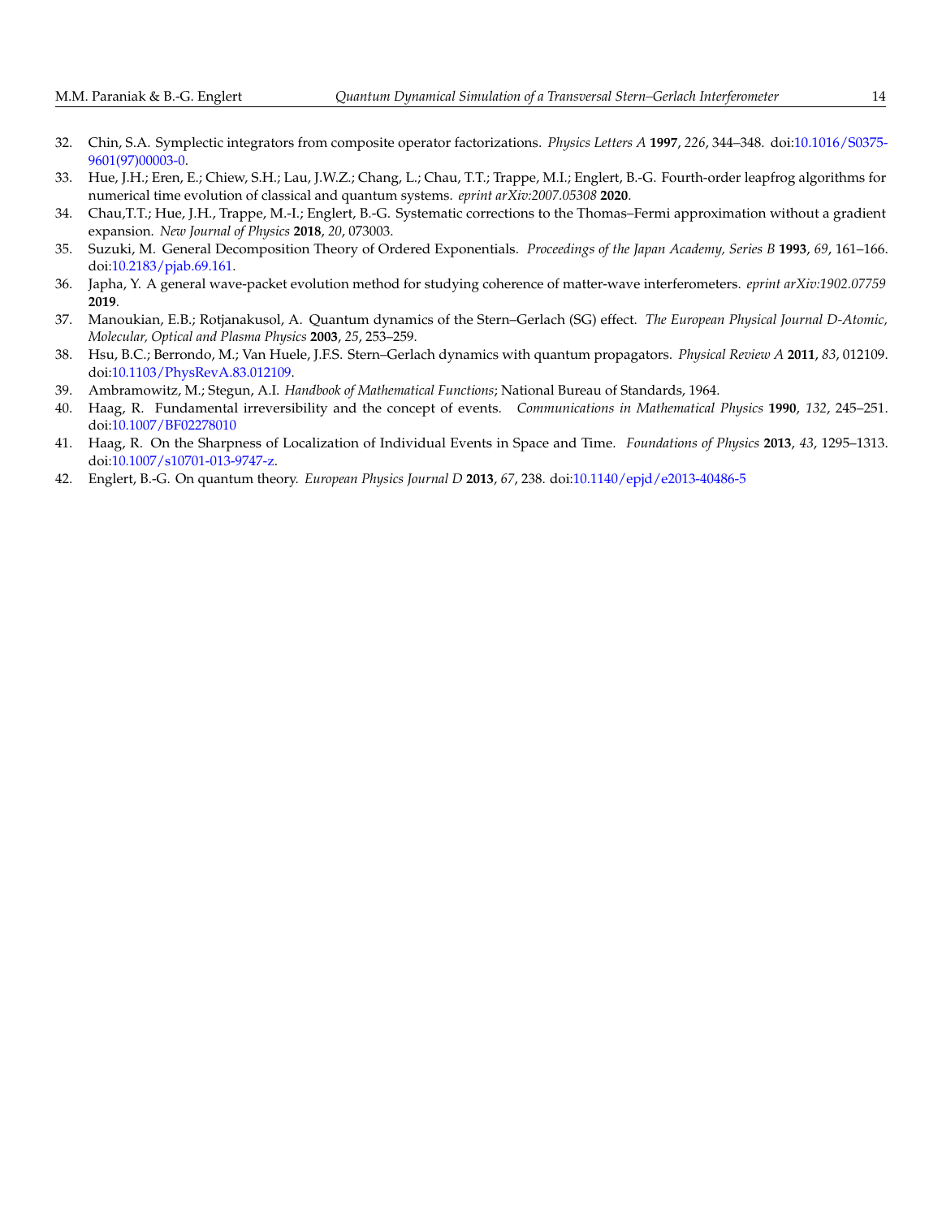32. Chin, S.A. Symplectic integrators from composite operator factorizations. *Physics Letters A* **1997**, *226*, 344–348. doi:10.1016/S0375-9601(97)00003-0.
33. Hue, J.H.; Eren, E.; Chiew, S.H.; Lau, J.W.Z.; Chang, L.; Chau, T.T.; Trappe, M.I.; Englert, B.-G. Fourth-order leapfrog algorithms for numerical time evolution of classical and quantum systems. *eprint arXiv:2007.05308* **2020**.
34. Chau,T.T.; Hue, J.H., Trappe, M.-I.; Englert, B.-G. Systematic corrections to the Thomas–Fermi approximation without a gradient expansion. *New Journal of Physics* **2018**, *20*, 073003.
35. Suzuki, M. General Decomposition Theory of Ordered Exponentials. *Proceedings of the Japan Academy, Series B* **1993**, *69*, 161–166. doi:10.2183/pjab.69.161.
36. Japha, Y. A general wave-packet evolution method for studying coherence of matter-wave interferometers. *eprint arXiv:1902.07759* **2019**.
37. Manoukian, E.B.; Rotjanakusol, A. Quantum dynamics of the Stern–Gerlach (SG) effect. *The European Physical Journal D-Atomic, Molecular, Optical and Plasma Physics* **2003**, *25*, 253–259.
38. Hsu, B.C.; Berrondo, M.; Van Huele, J.F.S. Stern–Gerlach dynamics with quantum propagators. *Physical Review A* **2011**, *83*, 012109. doi:10.1103/PhysRevA.83.012109.
39. Ambramowitz, M.; Stegun, A.I. *Handbook of Mathematical Functions*; National Bureau of Standards, 1964.
40. Haag, R. Fundamental irreversibility and the concept of events. *Communications in Mathematical Physics* **1990**, *132*, 245–251. doi:10.1007/BF02278010
41. Haag, R. On the Sharpness of Localization of Individual Events in Space and Time. *Foundations of Physics* **2013**, *43*, 1295–1313. doi:10.1007/s10701-013-9747-z.
42. Englert, B.-G. On quantum theory. *European Physics Journal D* **2013**, *67*, 238. doi:10.1140/epjd/e2013-40486-5